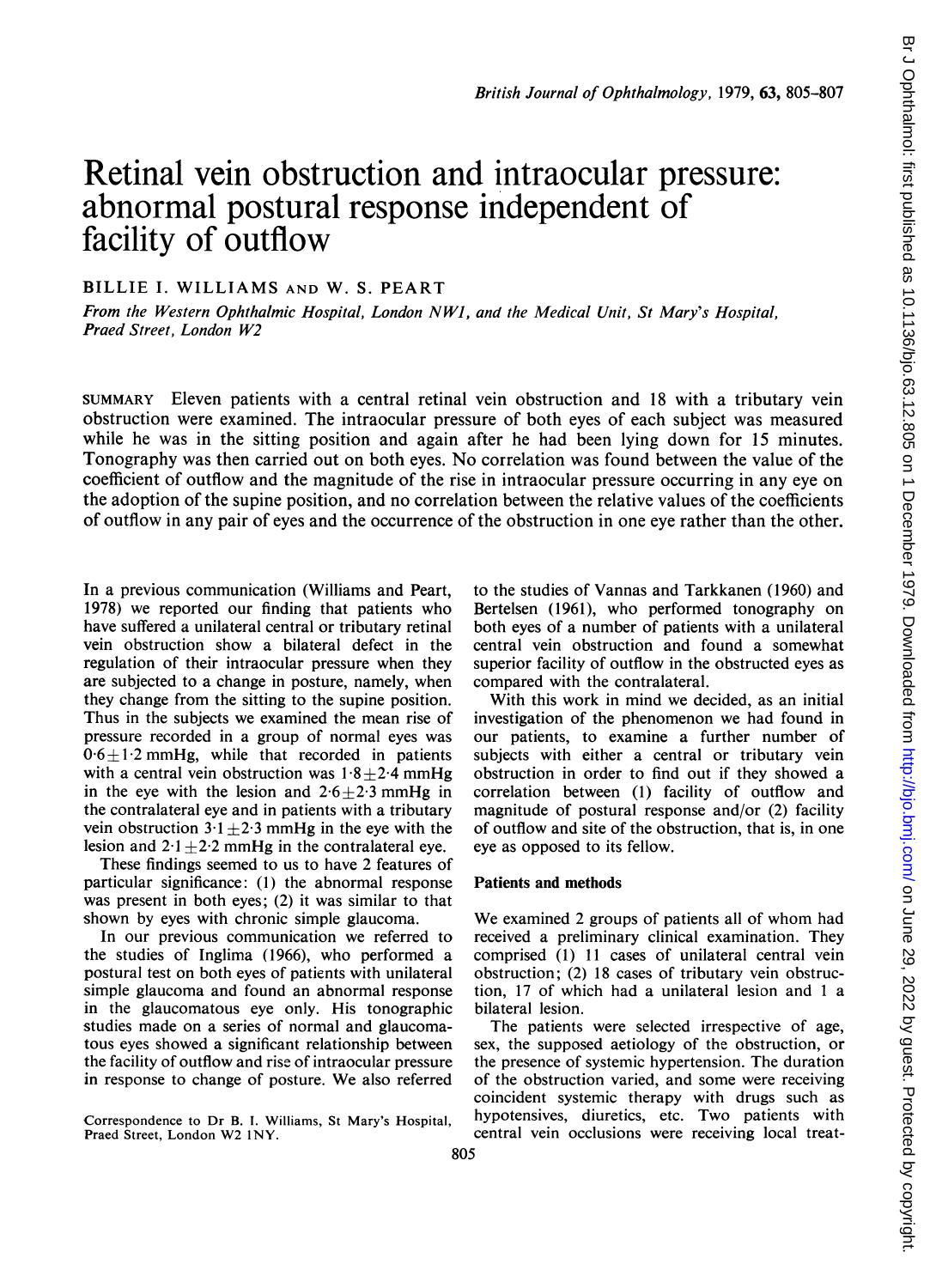# Retinal vein obstruction and intraocular pressure: abnormal postural response independent of facility of outflow

BILLIE I. WILLIAMS AND W. S. PEART

*From the Western Ophthalmic Hospital, London NW1, and the Medical Unit, St Mary's Hospital, Praed Street, London W2*

SUMMARY Eleven patients with a central retinal vein obstruction and 18 with a tributary vein obstruction were examined. The intraocular pressure of both eyes of each subject was measured while he was in the sitting position and again after he had been lying down for 15 minutes. Tonography was then carried out on both eyes. No correlation was found between the value of the coefficient of outflow and the magnitude of the rise in intraocular pressure occurring in any eye on the adoption of the supine position, and no correlation between the relative values of the coefficients of outflow in any pair of eyes and the occurrence of the obstruction in one eye rather than the other.

In a previous communication (Williams and Peart, 1978) we reported our finding that patients who have suffered a unilateral central or tributary retinal vein obstruction show a bilateral defect in the regulation of their intraocular pressure when they are subjected to a change in posture, namely, when they change from the sitting to the supine position. Thus in the subjects we examined the mean rise of pressure recorded in a group of normal eyes was $0{\cdot}6 \pm 1{\cdot}2$ mmHg, while that recorded in patients with a central vein obstruction was $1{\cdot}8 \pm 2{\cdot}4$ mmHg in the eye with the lesion and $2{\cdot}6 \pm 2{\cdot}3$ mmHg in the contralateral eye and in patients with a tributary vein obstruction $3{\cdot}1 \pm 2{\cdot}3$ mmHg in the eye with the lesion and $2{\cdot}1 \pm 2{\cdot}2$ mmHg in the contralateral eye.

These findings seemed to us to have 2 features of particular significance: (1) the abnormal response was present in both eyes; (2) it was similar to that shown by eyes with chronic simple glaucoma.

In our previous communication we referred to the studies of Inglima (1966), who performed a postural test on both eyes of patients with unilateral simple glaucoma and found an abnormal response in the glaucomatous eye only. His tonographic studies made on a series of normal and glaucomatous eyes showed a significant relationship between the facility of outflow and rise of intraocular pressure in response to change of posture. We also referred to the studies of Vannas and Tarkkanen (1960) and Bertelsen (1961), who performed tonography on both eyes of a number of patients with a unilateral central vein obstruction and found a somewhat superior facility of outflow in the obstructed eyes as compared with the contralateral.

With this work in mind we decided, as an initial investigation of the phenomenon we had found in our patients, to examine a further number of subjects with either a central or tributary vein obstruction in order to find out if they showed a correlation between (1) facility of outflow and magnitude of postural response and/or (2) facility of outflow and site of the obstruction, that is, in one eye as opposed to its fellow.

Correspondence to Dr B. I. Williams, St Mary's Hospital, Praed Street, London W2 1NY.

## Patients and methods

We examined 2 groups of patients all of whom had received a preliminary clinical examination. They comprised (1) 11 cases of unilateral central vein obstruction; (2) 18 cases of tributary vein obstruction, 17 of which had a unilateral lesion and 1 a bilateral lesion.

The patients were selected irrespective of age, sex, the supposed aetiology of the obstruction, or the presence of systemic hypertension. The duration of the obstruction varied, and some were receiving coincident systemic therapy with drugs such as hypotensives, diuretics, etc. Two patients with central vein occlusions were receiving local treat-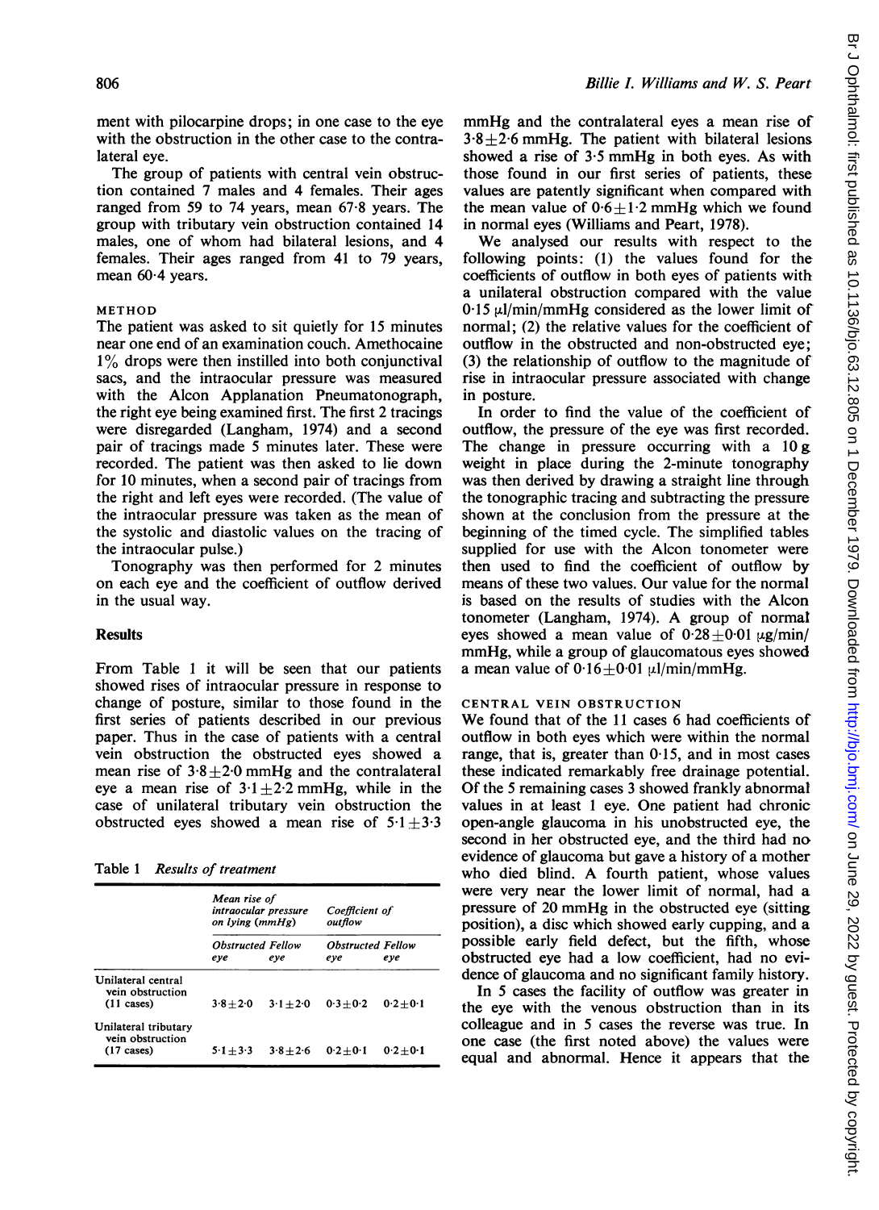ment with pilocarpine drops; in one case to the eye with the obstruction in the other case to the contralateral eye.

The group of patients with central vein obstruction contained 7 males and 4 females. Their ages ranged from 59 to 74 years, mean 67·8 years. The group with tributary vein obstruction contained 14 males, one of whom had bilateral lesions, and 4 females. Their ages ranged from 41 to 79 years, mean 60·4 years.

### METHOD

The patient was asked to sit quietly for 15 minutes near one end of an examination couch. Amethocaine 1% drops were then instilled into both conjunctival sacs, and the intraocular pressure was measured with the Alcon Applanation Pneumatonograph, the right eye being examined first. The first 2 tracings were disregarded (Langham, 1974) and a second pair of tracings made 5 minutes later. These were recorded. The patient was then asked to lie down for 10 minutes, when a second pair of tracings from the right and left eyes were recorded. (The value of the intraocular pressure was taken as the mean of the systolic and diastolic values on the tracing of the intraocular pulse.)

Tonography was then performed for 2 minutes on each eye and the coefficient of outflow derived in the usual way.

## Results

From Table 1 it will be seen that our patients showed rises of intraocular pressure in response to change of posture, similar to those found in the first series of patients described in our previous paper. Thus in the case of patients with a central vein obstruction the obstructed eyes showed a mean rise of $3·8 \pm 2·0$ mmHg and the contralateral eye a mean rise of $3·1 \pm 2·2$ mmHg, while in the case of unilateral tributary vein obstruction the obstructed eyes showed a mean rise of $5·1 \pm 3·3$ mmHg and the contralateral eyes a mean rise of $3·8 \pm 2·6$ mmHg. The patient with bilateral lesions showed a rise of 3·5 mmHg in both eyes. As with those found in our first series of patients, these values are patently significant when compared with the mean value of $0·6 \pm 1·2$ mmHg which we found in normal eyes (Williams and Peart, 1978).

Table 1 *Results of treatment*

| | Mean rise of intraocular pressure on lying (mmHg) | | Coefficient of outflow | |
|---|---|---|---|---|
| | Obstructed eye | Fellow eye | Obstructed eye | Fellow eye |
| Unilateral central vein obstruction (11 cases) | $3·8 \pm 2·0$ | $3·1 \pm 2·0$ | $0·3 \pm 0·2$ | $0·2 \pm 0·1$ |
| Unilateral tributary vein obstruction (17 cases) | $5·1 \pm 3·3$ | $3·8 \pm 2·6$ | $0·2 \pm 0·1$ | $0·2 \pm 0·1$ |

We analysed our results with respect to the following points: (1) the values found for the coefficients of outflow in both eyes of patients with a unilateral obstruction compared with the value 0·15 µl/min/mmHg considered as the lower limit of normal; (2) the relative values for the coefficient of outflow in the obstructed and non-obstructed eye; (3) the relationship of outflow to the magnitude of rise in intraocular pressure associated with change in posture.

In order to find the value of the coefficient of outflow, the pressure of the eye was first recorded. The change in pressure occurring with a 10 g weight in place during the 2-minute tonography was then derived by drawing a straight line through the tonographic tracing and subtracting the pressure shown at the conclusion from the pressure at the beginning of the timed cycle. The simplified tables supplied for use with the Alcon tonometer were then used to find the coefficient of outflow by means of these two values. Our value for the normal is based on the results of studies with the Alcon tonometer (Langham, 1974). A group of normal eyes showed a mean value of $0·28 \pm 0·01$ µg/min/mmHg, while a group of glaucomatous eyes showed a mean value of $0·16 \pm 0·01$ µl/min/mmHg.

### CENTRAL VEIN OBSTRUCTION

We found that of the 11 cases 6 had coefficients of outflow in both eyes which were within the normal range, that is, greater than 0·15, and in most cases these indicated remarkably free drainage potential. Of the 5 remaining cases 3 showed frankly abnormal values in at least 1 eye. One patient had chronic open-angle glaucoma in his unobstructed eye, the second in her obstructed eye, and the third had no evidence of glaucoma but gave a history of a mother who died blind. A fourth patient, whose values were very near the lower limit of normal, had a pressure of 20 mmHg in the obstructed eye (sitting position), a disc which showed early cupping, and a possible early field defect, but the fifth, whose obstructed eye had a low coefficient, had no evidence of glaucoma and no significant family history.

In 5 cases the facility of outflow was greater in the eye with the venous obstruction than in its colleague and in 5 cases the reverse was true. In one case (the first noted above) the values were equal and abnormal. Hence it appears that the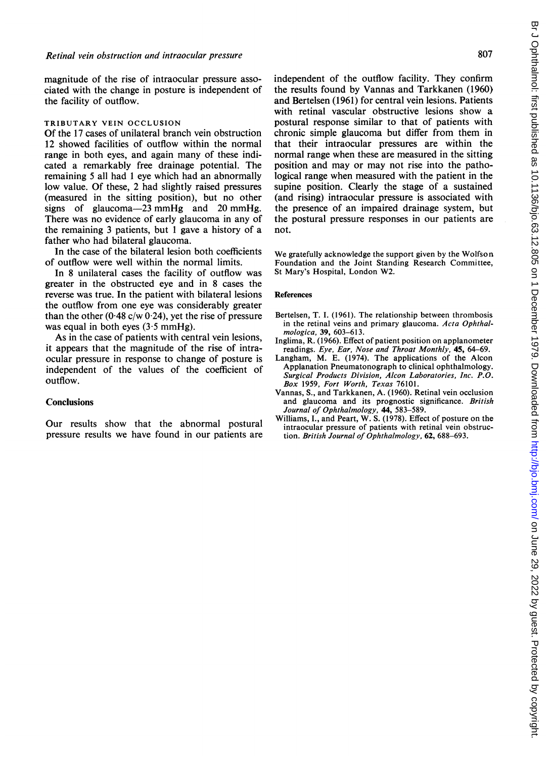magnitude of the rise of intraocular pressure associated with the change in posture is independent of the facility of outflow.

### TRIBUTARY VEIN OCCLUSION

Of the 17 cases of unilateral branch vein obstruction 12 showed facilities of outflow within the normal range in both eyes, and again many of these indicated a remarkably free drainage potential. The remaining 5 all had 1 eye which had an abnormally low value. Of these, 2 had slightly raised pressures (measured in the sitting position), but no other signs of glaucoma—23 mmHg and 20 mmHg. There was no evidence of early glaucoma in any of the remaining 3 patients, but 1 gave a history of a father who had bilateral glaucoma.

In the case of the bilateral lesion both coefficients of outflow were well within the normal limits.

In 8 unilateral cases the facility of outflow was greater in the obstructed eye and in 8 cases the reverse was true. In the patient with bilateral lesions the outflow from one eye was considerably greater than the other (0·48 c/w 0·24), yet the rise of pressure was equal in both eyes (3·5 mmHg).

As in the case of patients with central vein lesions, it appears that the magnitude of the rise of intraocular pressure in response to change of posture is independent of the values of the coefficient of outflow.

## Conclusions

Our results show that the abnormal postural pressure results we have found in our patients are independent of the outflow facility. They confirm the results found by Vannas and Tarkkanen (1960) and Bertelsen (1961) for central vein lesions. Patients with retinal vascular obstructive lesions show a postural response similar to that of patients with chronic simple glaucoma but differ from them in that their intraocular pressures are within the normal range when these are measured in the sitting position and may or may not rise into the pathological range when measured with the patient in the supine position. Clearly the stage of a sustained (and rising) intraocular pressure is associated with the presence of an impaired drainage system, but the postural pressure responses in our patients are not.

We gratefully acknowledge the support given by the Wolfson Foundation and the Joint Standing Research Committee, St Mary's Hospital, London W2.

## References

Bertelsen, T. I. (1961). The relationship between thrombosis in the retinal veins and primary glaucoma. *Acta Ophthalmologica*, **39**, 603–613.

Inglima, R. (1966). Effect of patient position on applanometer readings. *Eye, Ear, Nose and Throat Monthly*, **45**, 64–69.

Langham, M. E. (1974). The applications of the Alcon Applanation Pneumatonograph to clinical ophthalmology. *Surgical Products Division, Alcon Laboratories, Inc. P.O. Box 1959, Fort Worth, Texas 76101.*

Vannas, S., and Tarkkanen, A. (1960). Retinal vein occlusion and glaucoma and its prognostic significance. *British Journal of Ophthalmology*, **44**, 583–589.

Williams, I., and Peart, W. S. (1978). Effect of posture on the intraocular pressure of patients with retinal vein obstruction. *British Journal of Ophthalmology*, **62**, 688–693.